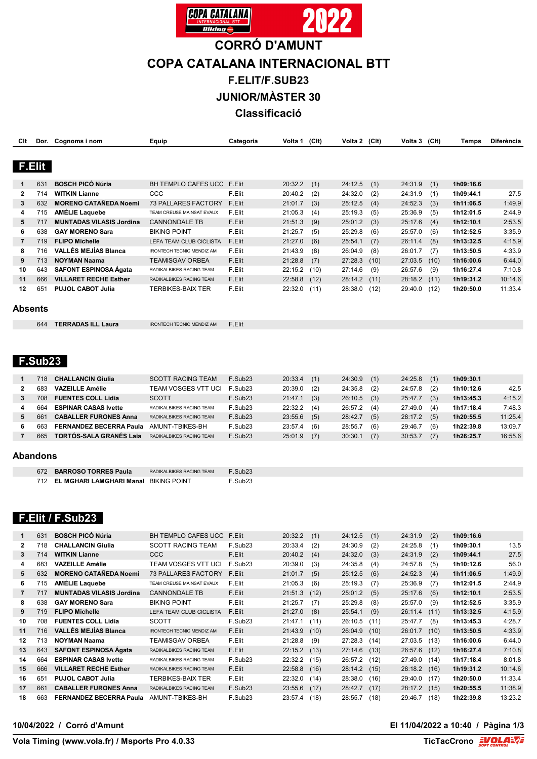# CORRÓ D'AMUNT

# COPA CATALANA INTERNACIONAL BTT

## F.ELIT/F.SUB23

## JUNIOR/MÀSTER 30

## Classificació

### F.Elit

| Clt | Dor. | Cognoms i nom | Equip | Categoria | Volta 1 | (Clt) | Volta 2 | (Clt) | Volta 3 | (Clt) | Temps | Diferència |
|---|---|---|---|---|---|---|---|---|---|---|---|---|
| 1 | 631 | **BOSCH PICÓ Núria** | BH TEMPLO CAFES UCC | F.Elit | 20:32.2 | (1) | 24:12.5 | (1) | 24:31.9 | (1) | **1h09:16.6** | |
| 2 | 714 | **WITKIN Lianne** | CCC | F.Elit | 20:40.2 | (2) | 24:32.0 | (2) | 24:31.9 | (1) | **1h09:44.1** | 27.5 |
| 3 | 632 | **MORENO CATAÑEDA Noemi** | 73 PALLARES FACTORY | F.Elit | 21:01.7 | (3) | 25:12.5 | (4) | 24:52.3 | (3) | **1h11:06.5** | 1:49.9 |
| 4 | 715 | **AMÉLIE Laquebe** | TEAM CREUSE MAINSAT EVAUX | F.Elit | 21:05.3 | (4) | 25:19.3 | (5) | 25:36.9 | (5) | **1h12:01.5** | 2:44.9 |
| 5 | 717 | **MUNTADAS VILASIS Jordina** | CANNONDALE TB | F.Elit | 21:51.3 | (9) | 25:01.2 | (3) | 25:17.6 | (4) | **1h12:10.1** | 2:53.5 |
| 6 | 638 | **GAY MORENO Sara** | BIKING POINT | F.Elit | 21:25.7 | (5) | 25:29.8 | (6) | 25:57.0 | (6) | **1h12:52.5** | 3:35.9 |
| 7 | 719 | **FLIPO Michelle** | LEFA TEAM CLUB CICLISTA | F.Elit | 21:27.0 | (6) | 25:54.1 | (7) | 26:11.4 | (8) | **1h13:32.5** | 4:15.9 |
| 8 | 716 | **VALLÉS MEJÍAS Blanca** | IRONTECH TECNIC MENDIZ AM | F.Elit | 21:43.9 | (8) | 26:04.9 | (8) | 26:01.7 | (7) | **1h13:50.5** | 4:33.9 |
| 9 | 713 | **NOYMAN Naama** | TEAMISGAV ORBEA | F.Elit | 21:28.8 | (7) | 27:28.3 | (10) | 27:03.5 | (10) | **1h16:00.6** | 6:44.0 |
| 10 | 643 | **SAFONT ESPINOSA Àgata** | RADIKALBIKES RACING TEAM | F.Elit | 22:15.2 | (10) | 27:14.6 | (9) | 26:57.6 | (9) | **1h16:27.4** | 7:10.8 |
| 11 | 666 | **VILLARET RECHE Esther** | RADIKALBIKES RACING TEAM | F.Elit | 22:58.8 | (12) | 28:14.2 | (11) | 28:18.2 | (11) | **1h19:31.2** | 10:14.6 |
| 12 | 651 | **PUJOL CABOT Julia** | TERBIKES-BAIX TER | F.Elit | 22:32.0 | (11) | 28:38.0 | (12) | 29:40.0 | (12) | **1h20:50.0** | 11:33.4 |

#### Absents

| Dor. | Cognoms i nom | Equip | Categoria |
|---|---|---|---|
| 644 | **TERRADAS ILL Laura** | IRONTECH TECNIC MENDIZ AM | F.Elit |

### F.Sub23

| Clt | Dor. | Cognoms i nom | Equip | Categoria | Volta 1 | (Clt) | Volta 2 | (Clt) | Volta 3 | (Clt) | Temps | Diferència |
|---|---|---|---|---|---|---|---|---|---|---|---|---|
| 1 | 718 | **CHALLANCIN Giulia** | SCOTT RACING TEAM | F.Sub23 | 20:33.4 | (1) | 24:30.9 | (1) | 24:25.8 | (1) | **1h09:30.1** | |
| 2 | 683 | **VAZEILLE Amélie** | TEAM VOSGES VTT UCI | F.Sub23 | 20:39.0 | (2) | 24:35.8 | (2) | 24:57.8 | (2) | **1h10:12.6** | 42.5 |
| 3 | 708 | **FUENTES COLL Lidia** | SCOTT | F.Sub23 | 21:47.1 | (3) | 26:10.5 | (3) | 25:47.7 | (3) | **1h13:45.3** | 4:15.2 |
| 4 | 664 | **ESPINAR CASAS Ivette** | RADIKALBIKES RACING TEAM | F.Sub23 | 22:32.2 | (4) | 26:57.2 | (4) | 27:49.0 | (4) | **1h17:18.4** | 7:48.3 |
| 5 | 661 | **CABALLER FURONES Anna** | RADIKALBIKES RACING TEAM | F.Sub23 | 23:55.6 | (5) | 28:42.7 | (5) | 28:17.2 | (5) | **1h20:55.5** | 11:25.4 |
| 6 | 663 | **FERNANDEZ BECERRA Paula** | AMUNT-TBIKES-BH | F.Sub23 | 23:57.4 | (6) | 28:55.7 | (6) | 29:46.7 | (6) | **1h22:39.8** | 13:09.7 |
| 7 | 665 | **TORTÓS-SALA GRANÉS Laia** | RADIKALBIKES RACING TEAM | F.Sub23 | 25:01.9 | (7) | 30:30.1 | (7) | 30:53.7 | (7) | **1h26:25.7** | 16:55.6 |

#### Abandons

| Dor. | Cognoms i nom | Equip | Categoria |
|---|---|---|---|
| 672 | **BARROSO TORRES Paula** | RADIKALBIKES RACING TEAM | F.Sub23 |
| 712 | **EL MGHARI LAMGHARI Manal** | BIKING POINT | F.Sub23 |

### F.Elit / F.Sub23

| Clt | Dor. | Cognoms i nom | Equip | Categoria | Volta 1 | (Clt) | Volta 2 | (Clt) | Volta 3 | (Clt) | Temps | Diferència |
|---|---|---|---|---|---|---|---|---|---|---|---|---|
| 1 | 631 | **BOSCH PICÓ Núria** | BH TEMPLO CAFES UCC | F.Elit | 20:32.2 | (1) | 24:12.5 | (1) | 24:31.9 | (2) | **1h09:16.6** | |
| 2 | 718 | **CHALLANCIN Giulia** | SCOTT RACING TEAM | F.Sub23 | 20:33.4 | (2) | 24:30.9 | (2) | 24:25.8 | (1) | **1h09:30.1** | 13.5 |
| 3 | 714 | **WITKIN Lianne** | CCC | F.Elit | 20:40.2 | (4) | 24:32.0 | (3) | 24:31.9 | (2) | **1h09:44.1** | 27.5 |
| 4 | 683 | **VAZEILLE Amélie** | TEAM VOSGES VTT UCI | F.Sub23 | 20:39.0 | (3) | 24:35.8 | (4) | 24:57.8 | (5) | **1h10:12.6** | 56.0 |
| 5 | 632 | **MORENO CATAÑEDA Noemi** | 73 PALLARES FACTORY | F.Elit | 21:01.7 | (5) | 25:12.5 | (6) | 24:52.3 | (4) | **1h11:06.5** | 1:49.9 |
| 6 | 715 | **AMÉLIE Laquebe** | TEAM CREUSE MAINSAT EVAUX | F.Elit | 21:05.3 | (6) | 25:19.3 | (7) | 25:36.9 | (7) | **1h12:01.5** | 2:44.9 |
| 7 | 717 | **MUNTADAS VILASIS Jordina** | CANNONDALE TB | F.Elit | 21:51.3 | (12) | 25:01.2 | (5) | 25:17.6 | (6) | **1h12:10.1** | 2:53.5 |
| 8 | 638 | **GAY MORENO Sara** | BIKING POINT | F.Elit | 21:25.7 | (7) | 25:29.8 | (8) | 25:57.0 | (9) | **1h12:52.5** | 3:35.9 |
| 9 | 719 | **FLIPO Michelle** | LEFA TEAM CLUB CICLISTA | F.Elit | 21:27.0 | (8) | 25:54.1 | (9) | 26:11.4 | (11) | **1h13:32.5** | 4:15.9 |
| 10 | 708 | **FUENTES COLL Lidia** | SCOTT | F.Sub23 | 21:47.1 | (11) | 26:10.5 | (11) | 25:47.7 | (8) | **1h13:45.3** | 4:28.7 |
| 11 | 716 | **VALLÉS MEJÍAS Blanca** | IRONTECH TECNIC MENDIZ AM | F.Elit | 21:43.9 | (10) | 26:04.9 | (10) | 26:01.7 | (10) | **1h13:50.5** | 4:33.9 |
| 12 | 713 | **NOYMAN Naama** | TEAMISGAV ORBEA | F.Elit | 21:28.8 | (9) | 27:28.3 | (14) | 27:03.5 | (13) | **1h16:00.6** | 6:44.0 |
| 13 | 643 | **SAFONT ESPINOSA Àgata** | RADIKALBIKES RACING TEAM | F.Elit | 22:15.2 | (13) | 27:14.6 | (13) | 26:57.6 | (12) | **1h16:27.4** | 7:10.8 |
| 14 | 664 | **ESPINAR CASAS Ivette** | RADIKALBIKES RACING TEAM | F.Sub23 | 22:32.2 | (15) | 26:57.2 | (12) | 27:49.0 | (14) | **1h17:18.4** | 8:01.8 |
| 15 | 666 | **VILLARET RECHE Esther** | RADIKALBIKES RACING TEAM | F.Elit | 22:58.8 | (16) | 28:14.2 | (15) | 28:18.2 | (16) | **1h19:31.2** | 10:14.6 |
| 16 | 651 | **PUJOL CABOT Julia** | TERBIKES-BAIX TER | F.Elit | 22:32.0 | (14) | 28:38.0 | (16) | 29:40.0 | (17) | **1h20:50.0** | 11:33.4 |
| 17 | 661 | **CABALLER FURONES Anna** | RADIKALBIKES RACING TEAM | F.Sub23 | 23:55.6 | (17) | 28:42.7 | (17) | 28:17.2 | (15) | **1h20:55.5** | 11:38.9 |
| 18 | 663 | **FERNANDEZ BECERRA Paula** | AMUNT-TBIKES-BH | F.Sub23 | 23:57.4 | (18) | 28:55.7 | (18) | 29:46.7 | (18) | **1h22:39.8** | 13:23.2 |

**10/04/2022 / Corró d'Amunt** — **El 11/04/2022 a 10:40**

**Vola Timing (www.vola.fr) / Msports Pro 4.0.33** — **TicTacCrono**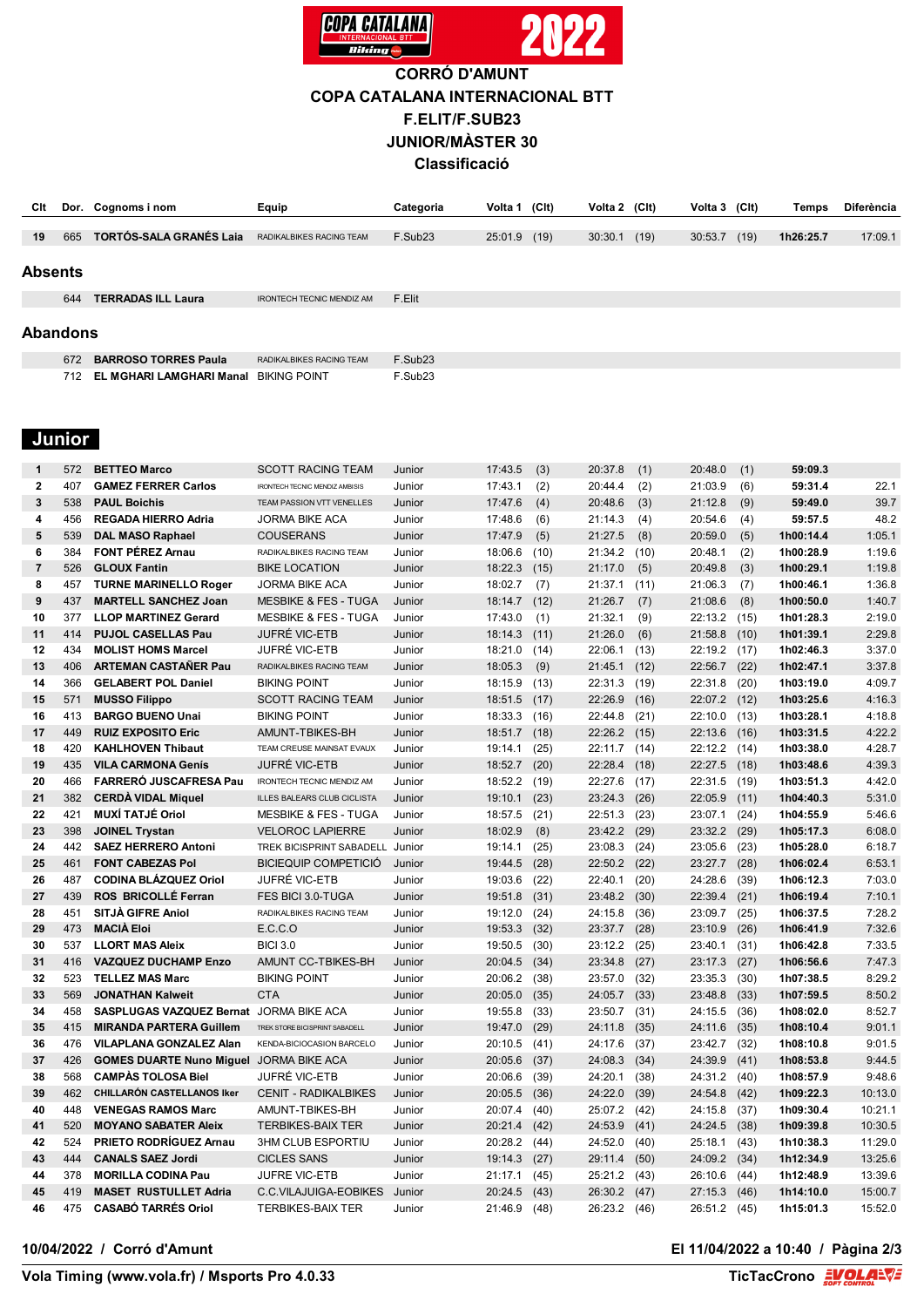# CORRÓ D'AMUNT

## COPA CATALANA INTERNACIONAL BTT

## F.ELIT/F.SUB23

## JUNIOR/MÀSTER 30

## Classificació

| Clt | Dor. | Cognoms i nom | Equip | Categoria | Volta 1 | (Clt) | Volta 2 | (Clt) | Volta 3 | (Clt) | Temps | Diferència |
|---|---|---|---|---|---|---|---|---|---|---|---|---|
| 19 | 665 | **TORTÓS-SALA GRANÉS Laia** | RADIKALBIKES RACING TEAM | F.Sub23 | 25:01.9 | (19) | 30:30.1 | (19) | 30:53.7 | (19) | **1h26:25.7** | 17:09.1 |

### Absents

| Dor. | Cognoms i nom | Equip | Categoria |
|---|---|---|---|
| 644 | **TERRADAS ILL Laura** | IRONTECH TECNIC MENDIZ AM | F.Elit |

### Abandons

| Dor. | Cognoms i nom | Equip | Categoria |
|---|---|---|---|
| 672 | **BARROSO TORRES Paula** | RADIKALBIKES RACING TEAM | F.Sub23 |
| 712 | **EL MGHARI LAMGHARI Manal** | BIKING POINT | F.Sub23 |

## Junior

| Clt | Dor. | Cognoms i nom | Equip | Categoria | Volta 1 | (Clt) | Volta 2 | (Clt) | Volta 3 | (Clt) | Temps | Diferència |
|---|---|---|---|---|---|---|---|---|---|---|---|---|
| 1 | 572 | **BETTEO Marco** | SCOTT RACING TEAM | Junior | 17:43.5 | (3) | 20:37.8 | (1) | 20:48.0 | (1) | **59:09.3** | |
| 2 | 407 | **GAMEZ FERRER Carlos** | IRONTECH TECNIC MENDIZ AMBISIS | Junior | 17:43.1 | (2) | 20:44.4 | (2) | 21:03.9 | (6) | **59:31.4** | 22.1 |
| 3 | 538 | **PAUL Boichis** | TEAM PASSION VTT VENELLES | Junior | 17:47.6 | (4) | 20:48.6 | (3) | 21:12.8 | (9) | **59:49.0** | 39.7 |
| 4 | 456 | **REGADA HIERRO Adria** | JORMA BIKE ACA | Junior | 17:48.6 | (6) | 21:14.3 | (4) | 20:54.6 | (4) | **59:57.5** | 48.2 |
| 5 | 539 | **DAL MASO Raphael** | COUSERANS | Junior | 17:47.9 | (5) | 21:27.5 | (8) | 20:59.0 | (5) | **1h00:14.4** | 1:05.1 |
| 6 | 384 | **FONT PÉREZ Arnau** | RADIKALBIKES RACING TEAM | Junior | 18:06.6 | (10) | 21:34.2 | (10) | 20:48.1 | (2) | **1h00:28.9** | 1:19.6 |
| 7 | 526 | **GLOUX Fantin** | BIKE LOCATION | Junior | 18:22.3 | (15) | 21:17.0 | (5) | 20:49.8 | (3) | **1h00:29.1** | 1:19.8 |
| 8 | 457 | **TURNE MARINELLO Roger** | JORMA BIKE ACA | Junior | 18:02.7 | (7) | 21:37.1 | (11) | 21:06.3 | (7) | **1h00:46.1** | 1:36.8 |
| 9 | 437 | **MARTELL SANCHEZ Joan** | MESBIKE & FES - TUGA | Junior | 18:14.7 | (12) | 21:26.7 | (7) | 21:08.6 | (8) | **1h00:50.0** | 1:40.7 |
| 10 | 377 | **LLOP MARTINEZ Gerard** | MESBIKE & FES - TUGA | Junior | 17:43.0 | (1) | 21:32.1 | (9) | 22:13.2 | (15) | **1h01:28.3** | 2:19.0 |
| 11 | 414 | **PUJOL CASELLAS Pau** | JUFRÉ VIC-ETB | Junior | 18:14.3 | (11) | 21:26.0 | (6) | 21:58.8 | (10) | **1h01:39.1** | 2:29.8 |
| 12 | 434 | **MOLIST HOMS Marcel** | JUFRÉ VIC-ETB | Junior | 18:21.0 | (14) | 22:06.1 | (13) | 22:19.2 | (17) | **1h02:46.3** | 3:37.0 |
| 13 | 406 | **ARTEMAN CASTAÑER Pau** | RADIKALBIKES RACING TEAM | Junior | 18:05.3 | (9) | 21:45.1 | (12) | 22:56.7 | (22) | **1h02:47.1** | 3:37.8 |
| 14 | 366 | **GELABERT POL Daniel** | BIKING POINT | Junior | 18:15.9 | (13) | 22:31.3 | (19) | 22:31.8 | (20) | **1h03:19.0** | 4:09.7 |
| 15 | 571 | **MUSSO Filippo** | SCOTT RACING TEAM | Junior | 18:51.5 | (17) | 22:26.9 | (16) | 22:07.2 | (12) | **1h03:25.6** | 4:16.3 |
| 16 | 413 | **BARGO BUENO Unai** | BIKING POINT | Junior | 18:33.3 | (16) | 22:44.8 | (21) | 22:10.0 | (13) | **1h03:28.1** | 4:18.8 |
| 17 | 449 | **RUIZ EXPOSITO Eric** | AMUNT-TBIKES-BH | Junior | 18:51.7 | (18) | 22:26.2 | (15) | 22:13.6 | (16) | **1h03:31.5** | 4:22.2 |
| 18 | 420 | **KAHLHOVEN Thibaut** | TEAM CREUSE MAINSAT EVAUX | Junior | 19:14.1 | (25) | 22:11.7 | (14) | 22:12.2 | (14) | **1h03:38.0** | 4:28.7 |
| 19 | 435 | **VILA CARMONA Genís** | JUFRÉ VIC-ETB | Junior | 18:52.7 | (20) | 22:28.4 | (18) | 22:27.5 | (18) | **1h03:48.6** | 4:39.3 |
| 20 | 466 | **FARRERÓ JUSCAFRESA Pau** | IRONTECH TECNIC MENDIZ AM | Junior | 18:52.2 | (19) | 22:27.6 | (17) | 22:31.5 | (19) | **1h03:51.3** | 4:42.0 |
| 21 | 382 | **CERDÀ VIDAL Miquel** | ILLES BALEARS CLUB CICLISTA | Junior | 19:10.1 | (23) | 23:24.3 | (26) | 22:05.9 | (11) | **1h04:40.3** | 5:31.0 |
| 22 | 421 | **MUXÍ TATJÉ Oriol** | MESBIKE & FES - TUGA | Junior | 18:57.5 | (21) | 22:51.3 | (23) | 23:07.1 | (24) | **1h04:55.9** | 5:46.6 |
| 23 | 398 | **JOINEL Trystan** | VELOROC LAPIERRE | Junior | 18:02.9 | (8) | 23:42.2 | (29) | 23:32.2 | (29) | **1h05:17.3** | 6:08.0 |
| 24 | 442 | **SAEZ HERRERO Antoni** | TREK BICISPRINT SABADELL | Junior | 19:14.1 | (25) | 23:08.3 | (24) | 23:05.6 | (23) | **1h05:28.0** | 6:18.7 |
| 25 | 461 | **FONT CABEZAS Pol** | BICIEQUIP COMPETICIÓ | Junior | 19:44.5 | (28) | 22:50.2 | (22) | 23:27.7 | (28) | **1h06:02.4** | 6:53.1 |
| 26 | 487 | **CODINA BLÁZQUEZ Oriol** | JUFRÉ VIC-ETB | Junior | 19:03.6 | (22) | 22:40.1 | (20) | 24:28.6 | (39) | **1h06:12.3** | 7:03.0 |
| 27 | 439 | **ROS BRICOLLÉ Ferran** | FES BICI 3.0-TUGA | Junior | 19:51.8 | (31) | 23:48.2 | (30) | 22:39.4 | (21) | **1h06:19.4** | 7:10.1 |
| 28 | 451 | **SITJÀ GIFRE Aniol** | RADIKALBIKES RACING TEAM | Junior | 19:12.0 | (24) | 24:15.8 | (36) | 23:09.7 | (25) | **1h06:37.5** | 7:28.2 |
| 29 | 473 | **MACIÀ Eloi** | E.C.C.O | Junior | 19:53.3 | (32) | 23:37.7 | (28) | 23:10.9 | (26) | **1h06:41.9** | 7:32.6 |
| 30 | 537 | **LLORT MAS Aleix** | BICI 3.0 | Junior | 19:50.5 | (30) | 23:12.2 | (25) | 23:40.1 | (31) | **1h06:42.8** | 7:33.5 |
| 31 | 416 | **VAZQUEZ DUCHAMP Enzo** | AMUNT CC-TBIKES-BH | Junior | 20:04.5 | (34) | 23:34.8 | (27) | 23:17.3 | (27) | **1h06:56.6** | 7:47.3 |
| 32 | 523 | **TELLEZ MAS Marc** | BIKING POINT | Junior | 20:06.2 | (38) | 23:57.0 | (32) | 23:35.3 | (30) | **1h07:38.5** | 8:29.2 |
| 33 | 569 | **JONATHAN Kalweit** | CTA | Junior | 20:05.0 | (35) | 24:05.7 | (33) | 23:48.8 | (33) | **1h07:59.5** | 8:50.2 |
| 34 | 458 | **SASPLUGAS VAZQUEZ Bernat** | JORMA BIKE ACA | Junior | 19:55.8 | (33) | 23:50.7 | (31) | 24:15.5 | (36) | **1h08:02.0** | 8:52.7 |
| 35 | 415 | **MIRANDA PARTERA Guillem** | TREK STORE BICISPRINT SABADELL | Junior | 19:47.0 | (29) | 24:11.8 | (35) | 24:11.6 | (35) | **1h08:10.4** | 9:01.1 |
| 36 | 476 | **VILAPLANA GONZALEZ Alan** | KENDA-BICIOCASION BARCELO | Junior | 20:10.5 | (41) | 24:17.6 | (37) | 23:42.7 | (32) | **1h08:10.8** | 9:01.5 |
| 37 | 426 | **GOMES DUARTE Nuno Miguel** | JORMA BIKE ACA | Junior | 20:05.6 | (37) | 24:08.3 | (34) | 24:39.9 | (41) | **1h08:53.8** | 9:44.5 |
| 38 | 568 | **CAMPÀS TOLOSA Biel** | JUFRÉ VIC-ETB | Junior | 20:06.6 | (39) | 24:20.1 | (38) | 24:31.2 | (40) | **1h08:57.9** | 9:48.6 |
| 39 | 462 | **CHILLARÓN CASTELLANOS Iker** | CENIT - RADIKALBIKES | Junior | 20:05.5 | (36) | 24:22.0 | (39) | 24:54.8 | (42) | **1h09:22.3** | 10:13.0 |
| 40 | 448 | **VENEGAS RAMOS Marc** | AMUNT-TBIKES-BH | Junior | 20:07.4 | (40) | 25:07.2 | (42) | 24:15.8 | (37) | **1h09:30.4** | 10:21.1 |
| 41 | 520 | **MOYANO SABATER Aleix** | TERBIKES-BAIX TER | Junior | 20:21.4 | (42) | 24:53.9 | (41) | 24:24.5 | (38) | **1h09:39.8** | 10:30.5 |
| 42 | 524 | **PRIETO RODRÍGUEZ Arnau** | 3HM CLUB ESPORTIU | Junior | 20:28.2 | (44) | 24:52.0 | (40) | 25:18.1 | (43) | **1h10:38.3** | 11:29.0 |
| 43 | 444 | **CANALS SAEZ Jordi** | CICLES SANS | Junior | 19:14.3 | (27) | 29:11.4 | (50) | 24:09.2 | (34) | **1h12:34.9** | 13:25.6 |
| 44 | 378 | **MORILLA CODINA Pau** | JUFRE VIC-ETB | Junior | 21:17.1 | (45) | 25:21.2 | (43) | 26:10.6 | (44) | **1h12:48.9** | 13:39.6 |
| 45 | 419 | **MASET RUSTULLET Adria** | C.C.VILAJUIGA-EOBIKES | Junior | 20:24.5 | (43) | 26:30.2 | (47) | 27:15.3 | (46) | **1h14:10.0** | 15:00.7 |
| 46 | 475 | **CASABÓ TARRÉS Oriol** | TERBIKES-BAIX TER | Junior | 21:46.9 | (48) | 26:23.2 | (46) | 26:51.2 | (45) | **1h15:01.3** | 15:52.0 |

**10/04/2022 / Corró d'Amunt** — **El 11/04/2022 a 10:40**

**Vola Timing (www.vola.fr) / Msports Pro 4.0.33** — **TicTacCrono**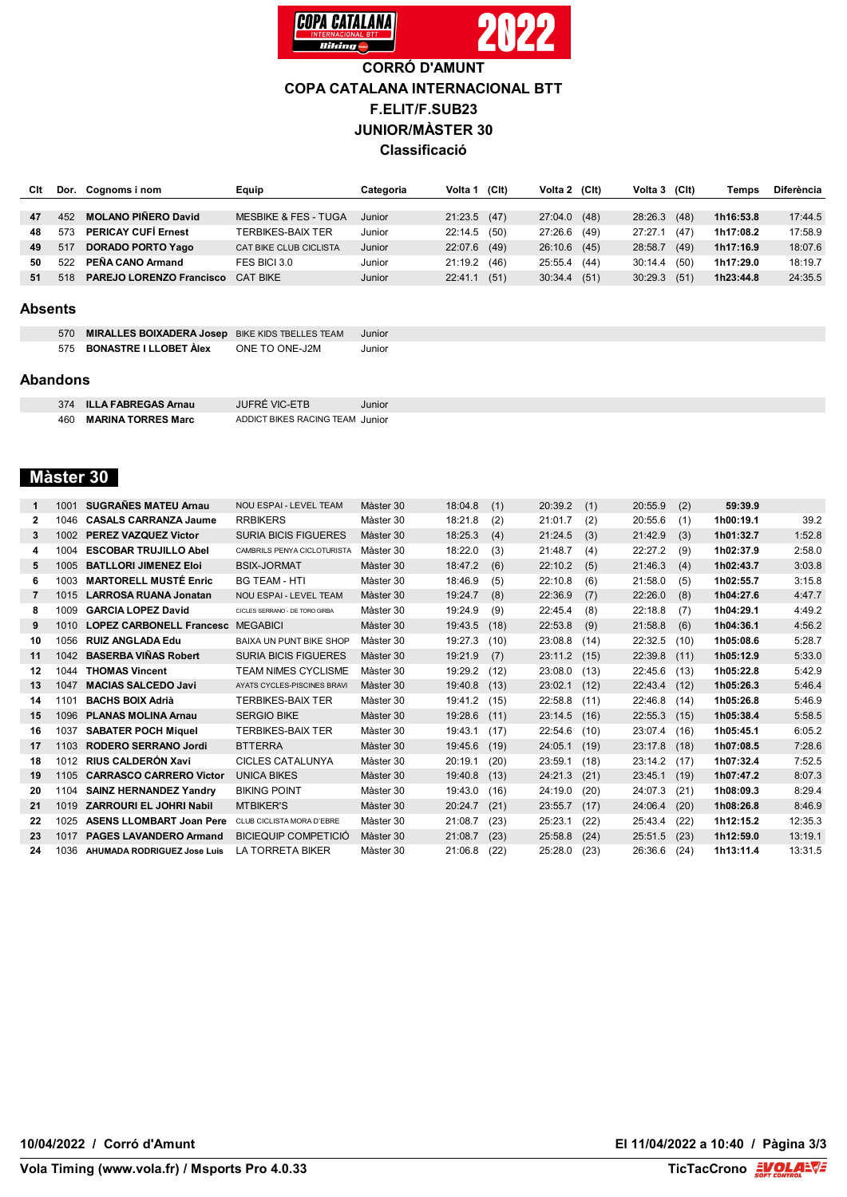# CORRÓ D'AMUNT
# COPA CATALANA INTERNACIONAL BTT
# F.ELIT/F.SUB23
# JUNIOR/MÀSTER 30
# Classificació

| Clt | Dor. | Cognoms i nom | Equip | Categoria | Volta 1 | (Clt) | Volta 2 | (Clt) | Volta 3 | (Clt) | Temps | Diferència |
|---|---|---|---|---|---|---|---|---|---|---|---|---|
| 47 | 452 | **MOLANO PIÑERO David** | MESBIKE & FES - TUGA | Junior | 21:23.5 | (47) | 27:04.0 | (48) | 28:26.3 | (48) | **1h16:53.8** | 17:44.5 |
| 48 | 573 | **PERICAY CUFÍ Ernest** | TERBIKES-BAIX TER | Junior | 22:14.5 | (50) | 27:26.6 | (49) | 27:27.1 | (47) | **1h17:08.2** | 17:58.9 |
| 49 | 517 | **DORADO PORTO Yago** | CAT BIKE CLUB CICLISTA | Junior | 22:07.6 | (49) | 26:10.6 | (45) | 28:58.7 | (49) | **1h17:16.9** | 18:07.6 |
| 50 | 522 | **PEÑA CANO Armand** | FES BICI 3.0 | Junior | 21:19.2 | (46) | 25:55.4 | (44) | 30:14.4 | (50) | **1h17:29.0** | 18:19.7 |
| 51 | 518 | **PAREJO LORENZO Francisco** | CAT BIKE | Junior | 22:41.1 | (51) | 30:34.4 | (51) | 30:29.3 | (51) | **1h23:44.8** | 24:35.5 |

## Absents

| Dor. | Cognoms i nom | Equip | Categoria |
|---|---|---|---|
| 570 | **MIRALLES BOIXADERA Josep** | BIKE KIDS TBELLES TEAM | Junior |
| 575 | **BONASTRE I LLOBET Àlex** | ONE TO ONE-J2M | Junior |

## Abandons

| Dor. | Cognoms i nom | Equip | Categoria |
|---|---|---|---|
| 374 | **ILLA FABREGAS Arnau** | JUFRÉ VIC-ETB | Junior |
| 460 | **MARINA TORRES Marc** | ADDICT BIKES RACING TEAM | Junior |

## Màster 30

| Clt | Dor. | Cognoms i nom | Equip | Categoria | Volta 1 | (Clt) | Volta 2 | (Clt) | Volta 3 | (Clt) | Temps | Diferència |
|---|---|---|---|---|---|---|---|---|---|---|---|---|
| 1 | 1001 | **SUGRAÑES MATEU Arnau** | NOU ESPAI - LEVEL TEAM | Màster 30 | 18:04.8 | (1) | 20:39.2 | (1) | 20:55.9 | (2) | **59:39.9** | |
| 2 | 1046 | **CASALS CARRANZA Jaume** | RRBIKERS | Màster 30 | 18:21.8 | (2) | 21:01.7 | (2) | 20:55.6 | (1) | **1h00:19.1** | 39.2 |
| 3 | 1002 | **PEREZ VAZQUEZ Victor** | SURIA BICIS FIGUERES | Màster 30 | 18:25.3 | (4) | 21:24.5 | (3) | 21:42.9 | (3) | **1h01:32.7** | 1:52.8 |
| 4 | 1004 | **ESCOBAR TRUJILLO Abel** | CAMBRILS PENYA CICLOTURISTA | Màster 30 | 18:22.0 | (3) | 21:48.7 | (4) | 22:27.2 | (9) | **1h02:37.9** | 2:58.0 |
| 5 | 1005 | **BATLLORI JIMENEZ Eloi** | BSIX-JORMAT | Màster 30 | 18:47.2 | (6) | 22:10.2 | (5) | 21:46.3 | (4) | **1h02:43.7** | 3:03.8 |
| 6 | 1003 | **MARTORELL MUSTÉ Enric** | BG TEAM - HTI | Màster 30 | 18:46.9 | (5) | 22:10.8 | (6) | 21:58.0 | (5) | **1h02:55.7** | 3:15.8 |
| 7 | 1015 | **LARROSA RUANA Jonatan** | NOU ESPAI - LEVEL TEAM | Màster 30 | 19:24.7 | (8) | 22:36.9 | (7) | 22:26.0 | (8) | **1h04:27.6** | 4:47.7 |
| 8 | 1009 | **GARCIA LOPEZ David** | CICLES SERRANO - DE TORO GIRBA | Màster 30 | 19:24.9 | (9) | 22:45.4 | (8) | 22:18.8 | (7) | **1h04:29.1** | 4:49.2 |
| 9 | 1010 | **LOPEZ CARBONELL Francesc** | MEGABICI | Màster 30 | 19:43.5 | (18) | 22:53.8 | (9) | 21:58.8 | (6) | **1h04:36.1** | 4:56.2 |
| 10 | 1056 | **RUIZ ANGLADA Edu** | BAIXA UN PUNT BIKE SHOP | Màster 30 | 19:27.3 | (10) | 23:08.8 | (14) | 22:32.5 | (10) | **1h05:08.6** | 5:28.7 |
| 11 | 1042 | **BASERBA VIÑAS Robert** | SURIA BICIS FIGUERES | Màster 30 | 19:21.9 | (7) | 23:11.2 | (15) | 22:39.8 | (11) | **1h05:12.9** | 5:33.0 |
| 12 | 1044 | **THOMAS Vincent** | TEAM NIMES CYCLISME | Màster 30 | 19:29.2 | (12) | 23:08.0 | (13) | 22:45.6 | (13) | **1h05:22.8** | 5:42.9 |
| 13 | 1047 | **MACIAS SALCEDO Javi** | AYATS CYCLES-PISCINES BRAVI | Màster 30 | 19:40.8 | (13) | 23:02.1 | (12) | 22:43.4 | (12) | **1h05:26.3** | 5:46.4 |
| 14 | 1101 | **BACHS BOIX Adrià** | TERBIKES-BAIX TER | Màster 30 | 19:41.2 | (15) | 22:58.8 | (11) | 22:46.8 | (14) | **1h05:26.8** | 5:46.9 |
| 15 | 1096 | **PLANAS MOLINA Arnau** | SERGIO BIKE | Màster 30 | 19:28.6 | (11) | 23:14.5 | (16) | 22:55.3 | (15) | **1h05:38.4** | 5:58.5 |
| 16 | 1037 | **SABATER POCH Miquel** | TERBIKES-BAIX TER | Màster 30 | 19:43.1 | (17) | 22:54.6 | (10) | 23:07.4 | (16) | **1h05:45.1** | 6:05.2 |
| 17 | 1103 | **RODERO SERRANO Jordi** | BTTERRA | Màster 30 | 19:45.6 | (19) | 24:05.1 | (19) | 23:17.8 | (18) | **1h07:08.5** | 7:28.6 |
| 18 | 1012 | **RIUS CALDERÓN Xavi** | CICLES CATALUNYA | Màster 30 | 20:19.1 | (20) | 23:59.1 | (18) | 23:14.2 | (17) | **1h07:32.4** | 7:52.5 |
| 19 | 1105 | **CARRASCO CARRERO Victor** | UNICA BIKES | Màster 30 | 19:40.8 | (13) | 24:21.3 | (21) | 23:45.1 | (19) | **1h07:47.2** | 8:07.3 |
| 20 | 1104 | **SAINZ HERNANDEZ Yandry** | BIKING POINT | Màster 30 | 19:43.0 | (16) | 24:19.0 | (20) | 24:07.3 | (21) | **1h08:09.3** | 8:29.4 |
| 21 | 1019 | **ZARROURI EL JOHRI Nabil** | MTBIKER'S | Màster 30 | 20:24.7 | (21) | 23:55.7 | (17) | 24:06.4 | (20) | **1h08:26.8** | 8:46.9 |
| 22 | 1025 | **ASENS LLOMBART Joan Pere** | CLUB CICLISTA MORA D'EBRE | Màster 30 | 21:08.7 | (23) | 25:23.1 | (22) | 25:43.4 | (22) | **1h12:15.2** | 12:35.3 |
| 23 | 1017 | **PAGES LAVANDERO Armand** | BICIEQUIP COMPETICIÓ | Màster 30 | 21:08.7 | (23) | 25:58.8 | (24) | 25:51.5 | (23) | **1h12:59.0** | 13:19.1 |
| 24 | 1036 | **AHUMADA RODRIGUEZ Jose Luis** | LA TORRETA BIKER | Màster 30 | 21:06.8 | (22) | 25:28.0 | (23) | 26:36.6 | (24) | **1h13:11.4** | 13:31.5 |

**10/04/2022 / Corró d'Amunt** — **El 11/04/2022 a 10:40**

**Vola Timing (www.vola.fr) / Msports Pro 4.0.33** — **TicTacCrono**